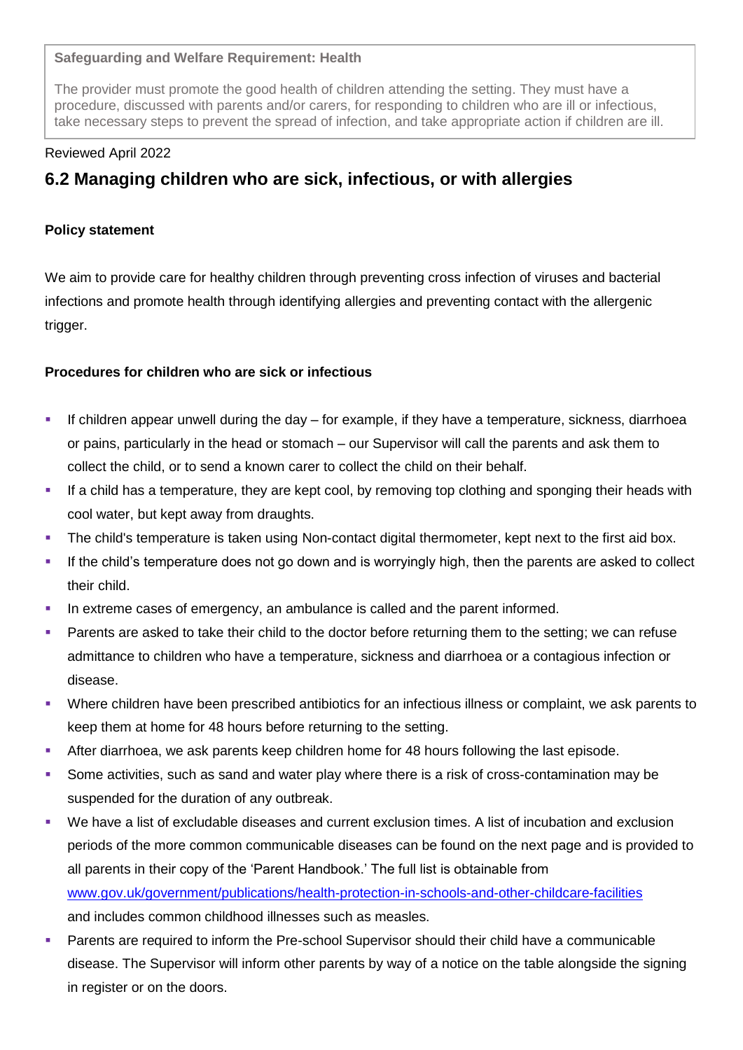> **Safeguarding and Welfare Requirement: Health**
>
> The provider must promote the good health of children attending the setting. They must have a procedure, discussed with parents and/or carers, for responding to children who are ill or infectious, take necessary steps to prevent the spread of infection, and take appropriate action if children are ill.

Reviewed April 2022

## 6.2 Managing children who are sick, infectious, or with allergies

**Policy statement**

We aim to provide care for healthy children through preventing cross infection of viruses and bacterial infections and promote health through identifying allergies and preventing contact with the allergenic trigger.

**Procedures for children who are sick or infectious**

- If children appear unwell during the day – for example, if they have a temperature, sickness, diarrhoea or pains, particularly in the head or stomach – our Supervisor will call the parents and ask them to collect the child, or to send a known carer to collect the child on their behalf.
- If a child has a temperature, they are kept cool, by removing top clothing and sponging their heads with cool water, but kept away from draughts.
- The child's temperature is taken using Non-contact digital thermometer, kept next to the first aid box.
- If the child's temperature does not go down and is worryingly high, then the parents are asked to collect their child.
- In extreme cases of emergency, an ambulance is called and the parent informed.
- Parents are asked to take their child to the doctor before returning them to the setting; we can refuse admittance to children who have a temperature, sickness and diarrhoea or a contagious infection or disease.
- Where children have been prescribed antibiotics for an infectious illness or complaint, we ask parents to keep them at home for 48 hours before returning to the setting.
- After diarrhoea, we ask parents keep children home for 48 hours following the last episode.
- Some activities, such as sand and water play where there is a risk of cross-contamination may be suspended for the duration of any outbreak.
- We have a list of excludable diseases and current exclusion times. A list of incubation and exclusion periods of the more common communicable diseases can be found on the next page and is provided to all parents in their copy of the 'Parent Handbook.' The full list is obtainable from [www.gov.uk/government/publications/health-protection-in-schools-and-other-childcare-facilities](http://www.gov.uk/government/publications/health-protection-in-schools-and-other-childcare-facilities) and includes common childhood illnesses such as measles.
- Parents are required to inform the Pre-school Supervisor should their child have a communicable disease. The Supervisor will inform other parents by way of a notice on the table alongside the signing in register or on the doors.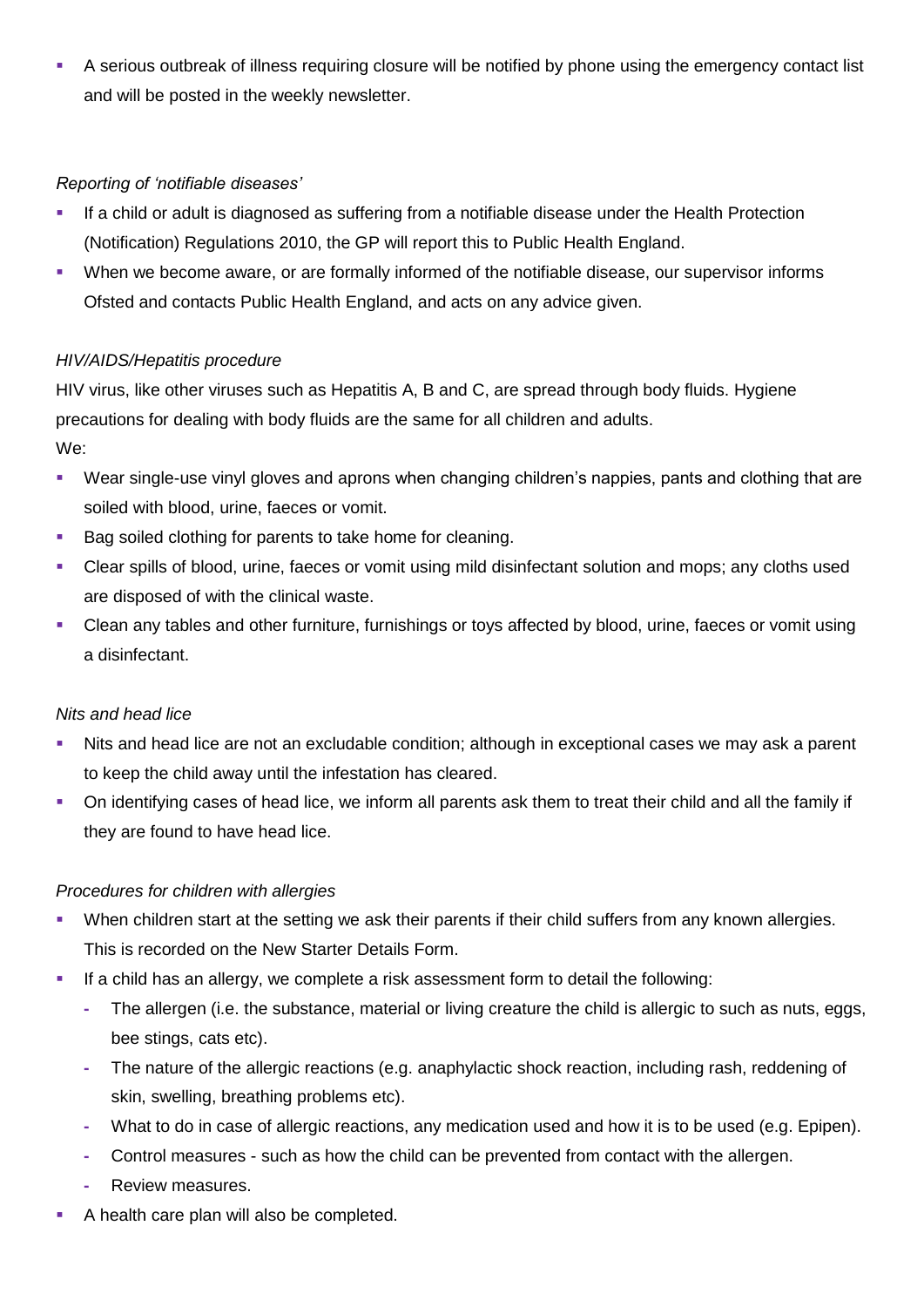- A serious outbreak of illness requiring closure will be notified by phone using the emergency contact list and will be posted in the weekly newsletter.

*Reporting of 'notifiable diseases'*

- If a child or adult is diagnosed as suffering from a notifiable disease under the Health Protection (Notification) Regulations 2010, the GP will report this to Public Health England.
- When we become aware, or are formally informed of the notifiable disease, our supervisor informs Ofsted and contacts Public Health England, and acts on any advice given.

*HIV/AIDS/Hepatitis procedure*

HIV virus, like other viruses such as Hepatitis A, B and C, are spread through body fluids. Hygiene precautions for dealing with body fluids are the same for all children and adults.

We:

- Wear single-use vinyl gloves and aprons when changing children's nappies, pants and clothing that are soiled with blood, urine, faeces or vomit.
- Bag soiled clothing for parents to take home for cleaning.
- Clear spills of blood, urine, faeces or vomit using mild disinfectant solution and mops; any cloths used are disposed of with the clinical waste.
- Clean any tables and other furniture, furnishings or toys affected by blood, urine, faeces or vomit using a disinfectant.

*Nits and head lice*

- Nits and head lice are not an excludable condition; although in exceptional cases we may ask a parent to keep the child away until the infestation has cleared.
- On identifying cases of head lice, we inform all parents ask them to treat their child and all the family if they are found to have head lice.

*Procedures for children with allergies*

- When children start at the setting we ask their parents if their child suffers from any known allergies. This is recorded on the New Starter Details Form.
- If a child has an allergy, we complete a risk assessment form to detail the following:
  - The allergen (i.e. the substance, material or living creature the child is allergic to such as nuts, eggs, bee stings, cats etc).
  - The nature of the allergic reactions (e.g. anaphylactic shock reaction, including rash, reddening of skin, swelling, breathing problems etc).
  - What to do in case of allergic reactions, any medication used and how it is to be used (e.g. Epipen).
  - Control measures - such as how the child can be prevented from contact with the allergen.
  - Review measures.
- A health care plan will also be completed.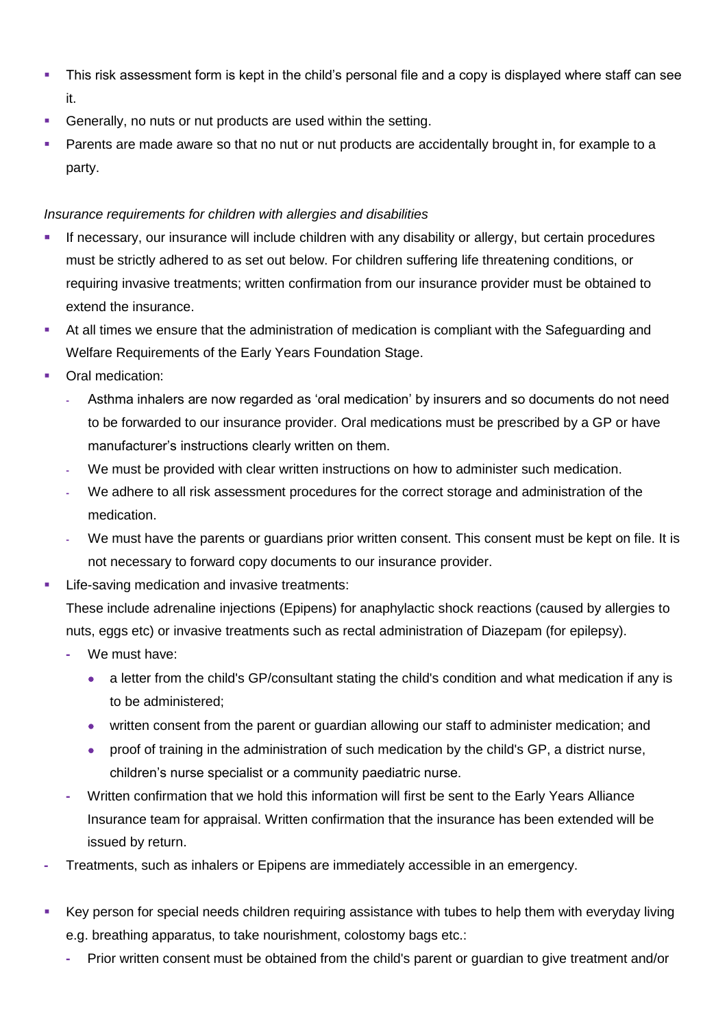- This risk assessment form is kept in the child's personal file and a copy is displayed where staff can see it.
- Generally, no nuts or nut products are used within the setting.
- Parents are made aware so that no nut or nut products are accidentally brought in, for example to a party.

*Insurance requirements for children with allergies and disabilities*

- If necessary, our insurance will include children with any disability or allergy, but certain procedures must be strictly adhered to as set out below. For children suffering life threatening conditions, or requiring invasive treatments; written confirmation from our insurance provider must be obtained to extend the insurance.
- At all times we ensure that the administration of medication is compliant with the Safeguarding and Welfare Requirements of the Early Years Foundation Stage.
- Oral medication:
  - Asthma inhalers are now regarded as 'oral medication' by insurers and so documents do not need to be forwarded to our insurance provider. Oral medications must be prescribed by a GP or have manufacturer's instructions clearly written on them.
  - We must be provided with clear written instructions on how to administer such medication.
  - We adhere to all risk assessment procedures for the correct storage and administration of the medication.
  - We must have the parents or guardians prior written consent. This consent must be kept on file. It is not necessary to forward copy documents to our insurance provider.
- Life-saving medication and invasive treatments:

  These include adrenaline injections (Epipens) for anaphylactic shock reactions (caused by allergies to nuts, eggs etc) or invasive treatments such as rectal administration of Diazepam (for epilepsy).
  - We must have:
    - a letter from the child's GP/consultant stating the child's condition and what medication if any is to be administered;
    - written consent from the parent or guardian allowing our staff to administer medication; and
    - proof of training in the administration of such medication by the child's GP, a district nurse, children's nurse specialist or a community paediatric nurse.
  - Written confirmation that we hold this information will first be sent to the Early Years Alliance Insurance team for appraisal. Written confirmation that the insurance has been extended will be issued by return.
- Treatments, such as inhalers or Epipens are immediately accessible in an emergency.

- Key person for special needs children requiring assistance with tubes to help them with everyday living e.g. breathing apparatus, to take nourishment, colostomy bags etc.:
  - Prior written consent must be obtained from the child's parent or guardian to give treatment and/or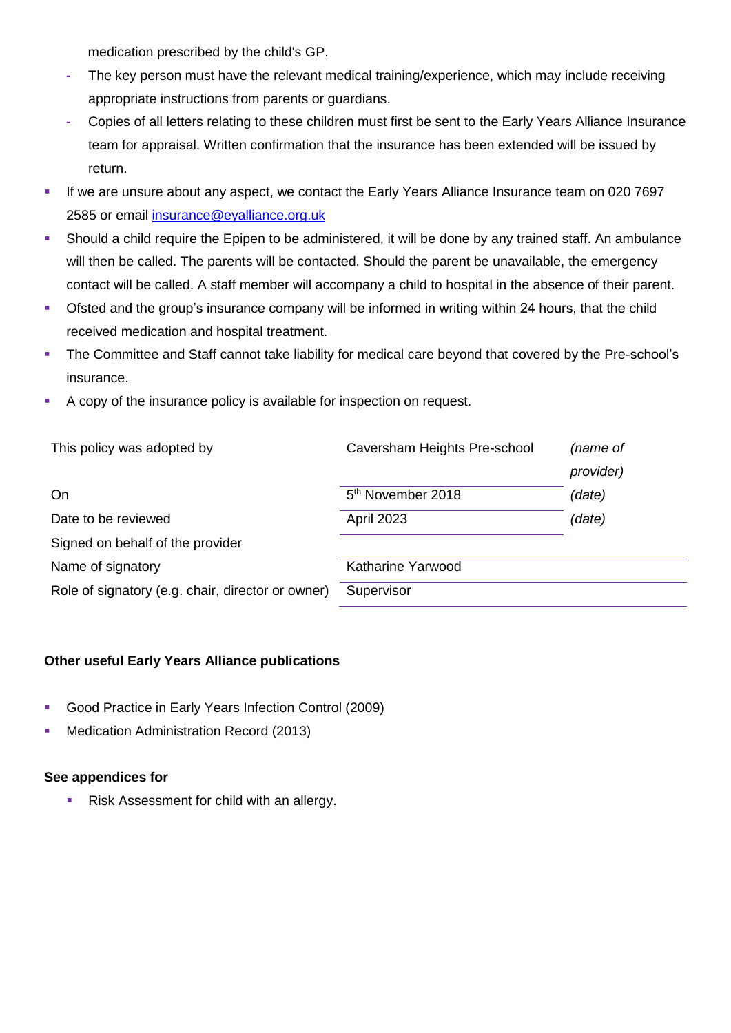medication prescribed by the child's GP.

  - The key person must have the relevant medical training/experience, which may include receiving appropriate instructions from parents or guardians.
  - Copies of all letters relating to these children must first be sent to the Early Years Alliance Insurance team for appraisal. Written confirmation that the insurance has been extended will be issued by return.

- If we are unsure about any aspect, we contact the Early Years Alliance Insurance team on 020 7697 2585 or email insurance@eyalliance.org.uk
- Should a child require the Epipen to be administered, it will be done by any trained staff. An ambulance will then be called. The parents will be contacted. Should the parent be unavailable, the emergency contact will be called. A staff member will accompany a child to hospital in the absence of their parent.
- Ofsted and the group's insurance company will be informed in writing within 24 hours, that the child received medication and hospital treatment.
- The Committee and Staff cannot take liability for medical care beyond that covered by the Pre-school's insurance.
- A copy of the insurance policy is available for inspection on request.

| | | |
|---|---|---|
| This policy was adopted by | Caversham Heights Pre-school | *(name of provider)* |
| On | 5th November 2018 | *(date)* |
| Date to be reviewed | April 2023 | *(date)* |
| Signed on behalf of the provider | | |
| Name of signatory | Katharine Yarwood | |
| Role of signatory (e.g. chair, director or owner) | Supervisor | |

**Other useful Early Years Alliance publications**

- Good Practice in Early Years Infection Control (2009)
- Medication Administration Record (2013)

**See appendices for**

- Risk Assessment for child with an allergy.